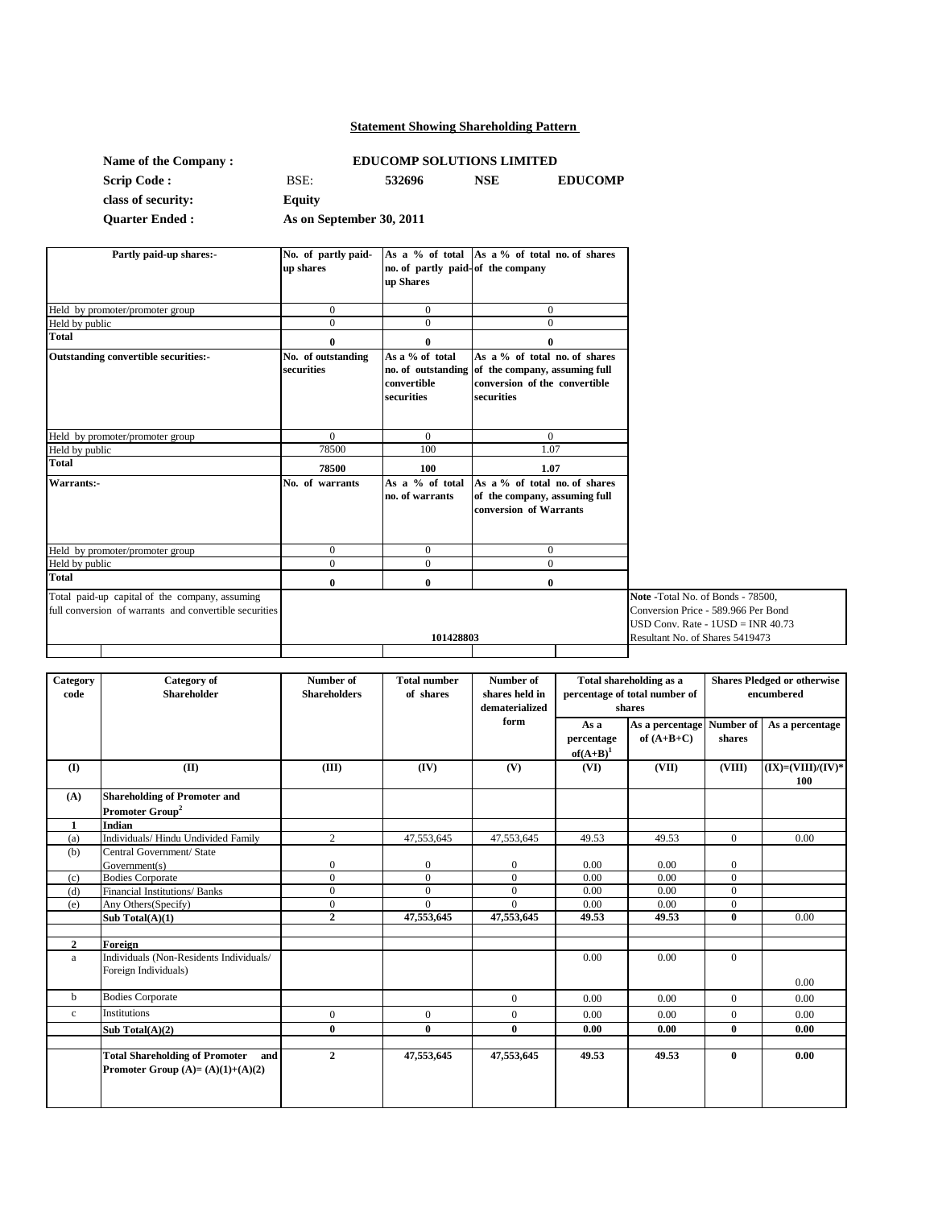## Statement Showing Shareholding Pattern

| | | | | |
|---|---|---|---|---|
| **Name of the Company :** | **EDUCOMP SOLUTIONS LIMITED** | | | |
| **Scrip Code :** | BSE: | **532696** | **NSE** | **EDUCOMP** |
| **class of security:** | **Equity** | | | |
| **Quarter Ended :** | **As on September 30, 2011** | | | |

| **Partly paid-up shares:-** | **No. of partly paid-up shares** | **As a % of total no. of partly paid-up Shares** | **As a % of total no. of shares of the company** |
|---|---|---|---|
| Held by promoter/promoter group | 0 | 0 | 0 |
| Held by public | 0 | 0 | 0 |
| **Total** | **0** | **0** | **0** |
| **Outstanding convertible securities:-** | **No. of outstanding securities** | **As a % of total no. of outstanding convertible securities** | **As a % of total no. of shares of the company, assuming full conversion of the convertible securities** |
| Held by promoter/promoter group | 0 | 0 | 0 |
| Held by public | 78500 | 100 | 1.07 |
| **Total** | **78500** | **100** | **1.07** |
| **Warrants:-** | **No. of warrants** | **As a % of total no. of warrants** | **As a % of total no. of shares of the company, assuming full conversion of Warrants** |
| Held by promoter/promoter group | 0 | 0 | 0 |
| Held by public | 0 | 0 | 0 |
| **Total** | **0** | **0** | **0** |
| Total paid-up capital of the company, assuming full conversion of warrants and convertible securities | | **101428803** | |

**Note** -Total No. of Bonds - 78500,
Conversion Price - 589.966 Per Bond
USD Conv. Rate - 1USD = INR 40.73
Resultant No. of Shares 5419473

| Category code | Category of Shareholder | Number of Shareholders | Total number of shares | Number of shares held in dematerialized form | Total shareholding as a percentage of total number of shares | | Shares Pledged or otherwise encumbered | |
|---|---|---|---|---|---|---|---|---|
| | | | | | As a percentage of(A+B)[1] | As a percentage of (A+B+C) | Number of shares | As a percentage |
| **(I)** | **(II)** | **(III)** | **(IV)** | **(V)** | **(VI)** | **(VII)** | **(VIII)** | **(IX)=(VIII)/(IV)*100** |
| **(A)** | **Shareholding of Promoter and Promoter Group[2]** | | | | | | | |
| **1** | **Indian** | | | | | | | |
| (a) | Individuals/ Hindu Undivided Family | 2 | 47,553,645 | 47,553,645 | 49.53 | 49.53 | 0 | 0.00 |
| (b) | Central Government/ State Government(s) | 0 | 0 | 0 | 0.00 | 0.00 | 0 | |
| (c) | Bodies Corporate | 0 | 0 | 0 | 0.00 | 0.00 | 0 | |
| (d) | Financial Institutions/ Banks | 0 | 0 | 0 | 0.00 | 0.00 | 0 | |
| (e) | Any Others(Specify) | 0 | 0 | 0 | 0.00 | 0.00 | 0 | |
| | **Sub Total(A)(1)** | **2** | **47,553,645** | **47,553,645** | **49.53** | **49.53** | **0** | 0.00 |
| | | | | | | | | |
| **2** | **Foreign** | | | | | | | |
| a | Individuals (Non-Residents Individuals/ Foreign Individuals) | | | | 0.00 | 0.00 | 0 | 0.00 |
| b | Bodies Corporate | | | 0 | 0.00 | 0.00 | 0 | 0.00 |
| c | Institutions | 0 | 0 | 0 | 0.00 | 0.00 | 0 | 0.00 |
| | **Sub Total(A)(2)** | **0** | **0** | **0** | **0.00** | **0.00** | **0** | **0.00** |
| | | | | | | | | |
| | **Total Shareholding of Promoter and Promoter Group (A)= (A)(1)+(A)(2)** | **2** | **47,553,645** | **47,553,645** | **49.53** | **49.53** | **0** | **0.00** |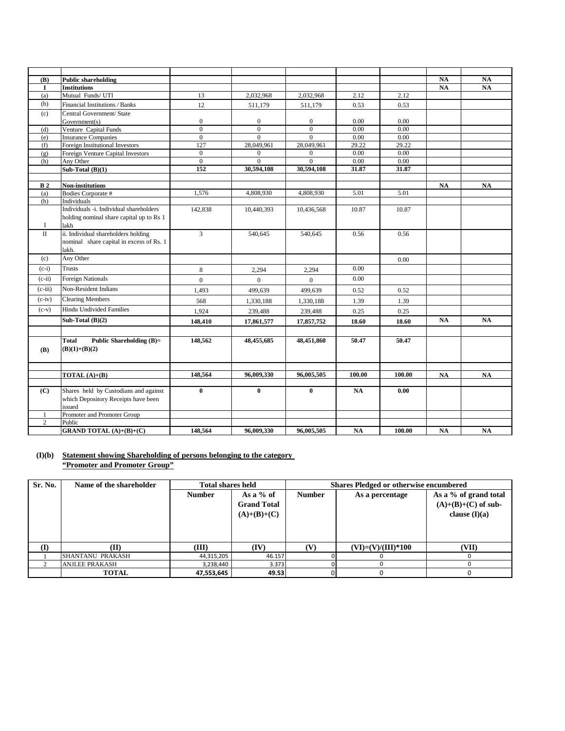| | | | | | | | | |
|---|---|---|---|---|---|---|---|---|
| **(B)** | **Public shareholding** | | | | | | **NA** | **NA** |
| **1** | **Institutions** | | | | | | **NA** | **NA** |
| (a) | Mutual Funds/ UTI | 13 | 2,032,968 | 2,032,968 | 2.12 | 2.12 | | |
| (b) | Financial Institutions / Banks | 12 | 511,179 | 511,179 | 0.53 | 0.53 | | |
| (c) | Central Government/ State Government(s) | 0 | 0 | 0 | 0.00 | 0.00 | | |
| (d) | Venture Capital Funds | 0 | 0 | 0 | 0.00 | 0.00 | | |
| (e) | Insurance Companies | 0 | 0 | 0 | 0.00 | 0.00 | | |
| (f) | Foreign Institutional Investors | 127 | 28,049,961 | 28,049,961 | 29.22 | 29.22 | | |
| (g) | Foreign Venture Capital Investors | 0 | 0 | 0 | 0.00 | 0.00 | | |
| (h) | Any Other | 0 | 0 | 0 | 0.00 | 0.00 | | |
| | **Sub-Total (B)(1)** | **152** | **30,594,108** | **30,594,108** | **31.87** | **31.87** | | |
| | | | | | | | | |
| **B 2** | **Non-institutions** | | | | | | **NA** | **NA** |
| (a) | Bodies Corporate # | 1,576 | 4,808,930 | 4,808,930 | 5.01 | 5.01 | | |
| (b) | Individuals | | | | | | | |
| I | Individuals -i. Individual shareholders holding nominal share capital up to Rs 1 lakh | 142,838 | 10,440,393 | 10,436,568 | 10.87 | 10.87 | | |
| II | ii. Individual shareholders holding nominal share capital in excess of Rs. 1 lakh. | 3 | 540,645 | 540,645 | 0.56 | 0.56 | | |
| (c) | Any Other | | | | | 0.00 | | |
| (c-i) | Trusts | 8 | 2,294 | 2,294 | 0.00 | | | |
| (c-ii) | Foreign Nationals | 0 | 0 | 0 | 0.00 | | | |
| (c-iii) | Non-Resident Indians | 1,493 | 499,639 | 499,639 | 0.52 | 0.52 | | |
| (c-iv) | Clearing Members | 568 | 1,330,188 | 1,330,188 | 1.39 | 1.39 | | |
| (c-v) | Hindu Undivided Families | 1,924 | 239,488 | 239,488 | 0.25 | 0.25 | | |
| | **Sub-Total (B)(2)** | **148,410** | **17,861,577** | **17,857,752** | **18.60** | **18.60** | **NA** | **NA** |
| | | | | | | | | |
| **(B)** | **Total Public Shareholding (B)= (B)(1)+(B)(2)** | **148,562** | **48,455,685** | **48,451,860** | **50.47** | **50.47** | | |
| | | | | | | | | |
| | **TOTAL (A)+(B)** | **148,564** | **96,009,330** | **96,005,505** | **100.00** | **100.00** | **NA** | **NA** |
| | | | | | | | | |
| **(C)** | Shares held by Custodians and against which Depository Receipts have been issued | **0** | **0** | **0** | **NA** | **0.00** | | |
| 1 | Promoter and Promoter Group | | | | | | | |
| 2 | Public | | | | | | | |
| | **GRAND TOTAL (A)+(B)+(C)** | **148,564** | **96,009,330** | **96,005,505** | **NA** | **100.00** | **NA** | **NA** |

**(I)(b) Statement showing Shareholding of persons belonging to the category "Promoter and Promoter Group"**

| Sr. No. | Name of the shareholder | Total shares held | | Shares Pledged or otherwise encumbered | | |
|---|---|---|---|---|---|---|
| | | Number | As a % of Grand Total (A)+(B)+(C) | Number | As a percentage | As a % of grand total (A)+(B)+(C) of sub-clause (I)(a) |
| (I) | (II) | (III) | (IV) | (V) | (VI)=(V)/(III)*100 | (VII) |
| 1 | SHANTANU PRAKASH | 44,315,205 | 46.157 | 0 | 0 | 0 |
| 2 | ANJLEE PRAKASH | 3,238,440 | 3.373 | 0 | 0 | 0 |
| | **TOTAL** | **47,553,645** | **49.53** | 0 | 0 | 0 |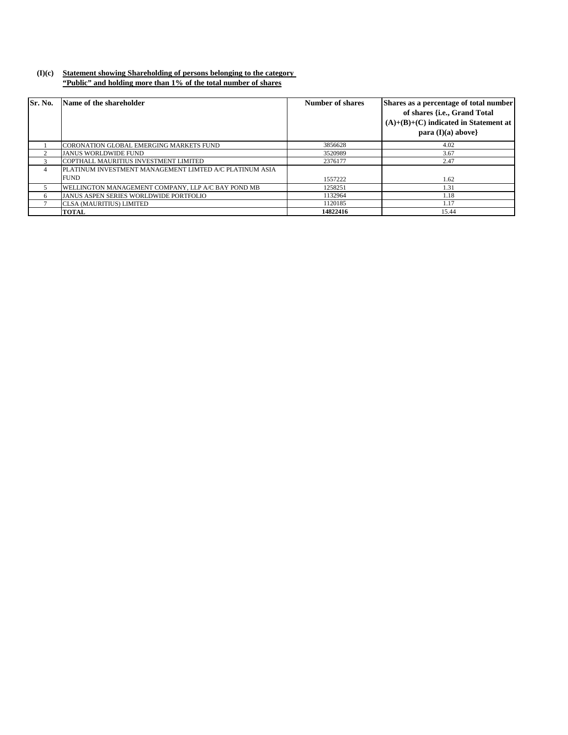**(I)(c)** **Statement showing Shareholding of persons belonging to the category "Public" and holding more than 1% of the total number of shares**

| Sr. No. | Name of the shareholder | Number of shares | Shares as a percentage of total number of shares {i.e., Grand Total (A)+(B)+(C) indicated in Statement at para (I)(a) above} |
|---|---|---|---|
| 1 | CORONATION GLOBAL EMERGING MARKETS FUND | 3856628 | 4.02 |
| 2 | JANUS WORLDWIDE FUND | 3520989 | 3.67 |
| 3 | COPTHALL MAURITIUS INVESTMENT LIMITED | 2376177 | 2.47 |
| 4 | PLATINUM INVESTMENT MANAGEMENT LIMTED A/C PLATINUM ASIA FUND | 1557222 | 1.62 |
| 5 | WELLINGTON MANAGEMENT COMPANY, LLP A/C BAY POND MB | 1258251 | 1.31 |
| 6 | JANUS ASPEN SERIES WORLDWIDE PORTFOLIO | 1132964 | 1.18 |
| 7 | CLSA (MAURITIUS) LIMITED | 1120185 | 1.17 |
| | **TOTAL** | **14822416** | 15.44 |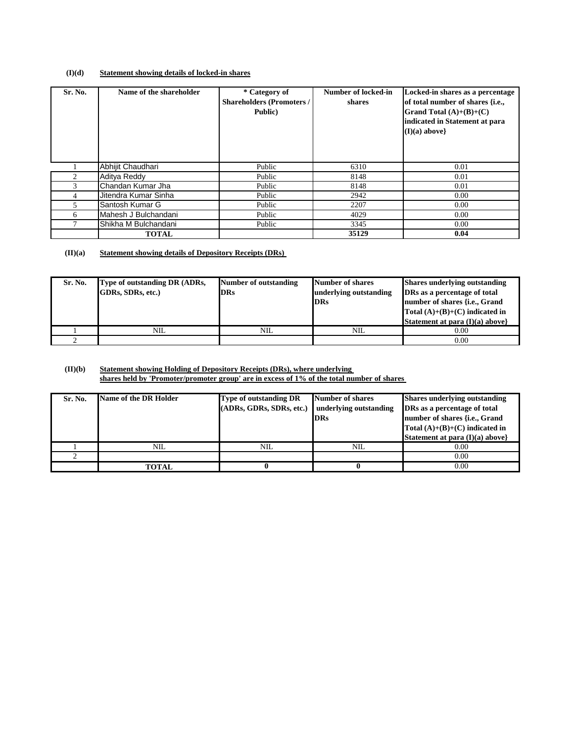**(I)(d)** **Statement showing details of locked-in shares**

| Sr. No. | Name of the shareholder | * Category of Shareholders (Promoters / Public) | Number of locked-in shares | Locked-in shares as a percentage of total number of shares {i.e., Grand Total (A)+(B)+(C) indicated in Statement at para (I)(a) above} |
|---|---|---|---|---|
| 1 | Abhijit Chaudhari | Public | 6310 | 0.01 |
| 2 | Aditya Reddy | Public | 8148 | 0.01 |
| 3 | Chandan Kumar Jha | Public | 8148 | 0.01 |
| 4 | Jitendra Kumar Sinha | Public | 2942 | 0.00 |
| 5 | Santosh Kumar G | Public | 2207 | 0.00 |
| 6 | Mahesh J Bulchandani | Public | 4029 | 0.00 |
| 7 | Shikha M Bulchandani | Public | 3345 | 0.00 |
| | **TOTAL** | | **35129** | **0.04** |

**(II)(a)** **Statement showing details of Depository Receipts (DRs)**

| Sr. No. | Type of outstanding DR (ADRs, GDRs, SDRs, etc.) | Number of outstanding DRs | Number of shares underlying outstanding DRs | Shares underlying outstanding DRs as a percentage of total number of shares {i.e., Grand Total (A)+(B)+(C) indicated in Statement at para (I)(a) above} |
|---|---|---|---|---|
| 1 | NIL | NIL | NIL | 0.00 |
| 2 | | | | 0.00 |

**(II)(b)** **Statement showing Holding of Depository Receipts (DRs), where underlying shares held by 'Promoter/promoter group' are in excess of 1% of the total number of shares**

| Sr. No. | Name of the DR Holder | Type of outstanding DR (ADRs, GDRs, SDRs, etc.) | Number of shares underlying outstanding DRs | Shares underlying outstanding DRs as a percentage of total number of shares {i.e., Grand Total (A)+(B)+(C) indicated in Statement at para (I)(a) above} |
|---|---|---|---|---|
| 1 | NIL | NIL | NIL | 0.00 |
| 2 | | | | 0.00 |
| | **TOTAL** | **0** | **0** | 0.00 |